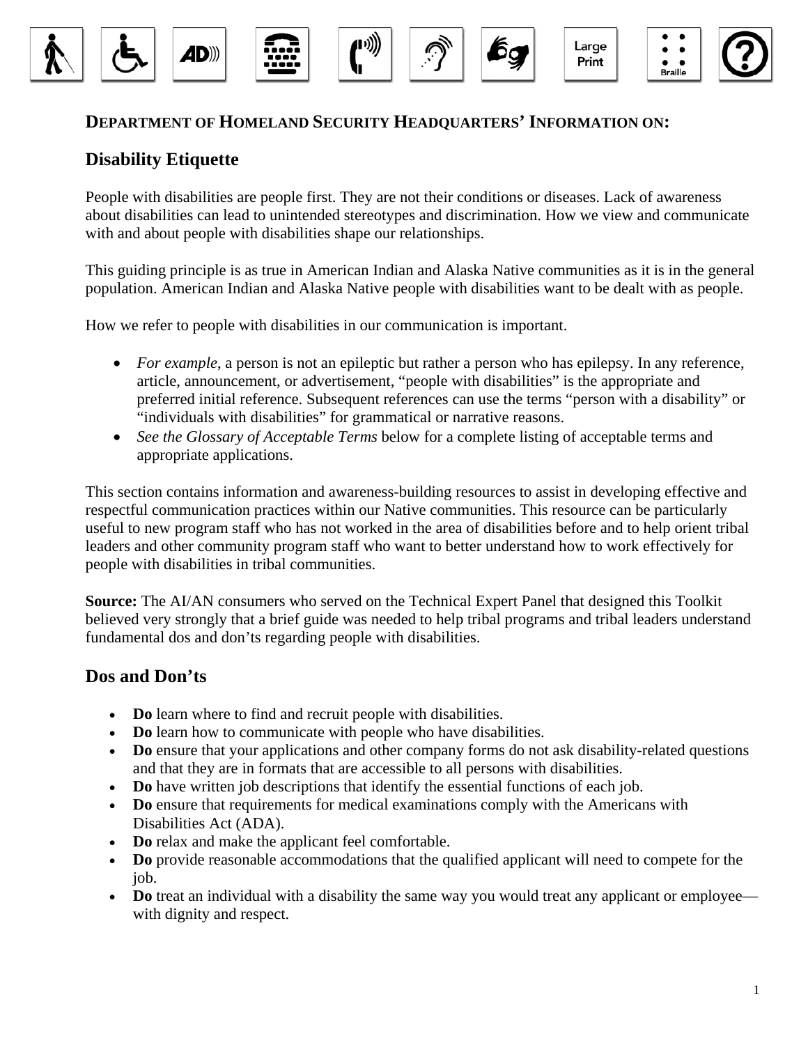**DEPARTMENT OF HOMELAND SECURITY HEADQUARTERS' INFORMATION ON:**

## Disability Etiquette

People with disabilities are people first. They are not their conditions or diseases. Lack of awareness about disabilities can lead to unintended stereotypes and discrimination. How we view and communicate with and about people with disabilities shape our relationships.

This guiding principle is as true in American Indian and Alaska Native communities as it is in the general population. American Indian and Alaska Native people with disabilities want to be dealt with as people.

How we refer to people with disabilities in our communication is important.

- *For example*, a person is not an epileptic but rather a person who has epilepsy. In any reference, article, announcement, or advertisement, "people with disabilities" is the appropriate and preferred initial reference. Subsequent references can use the terms "person with a disability" or "individuals with disabilities" for grammatical or narrative reasons.
- *See the Glossary of Acceptable Terms* below for a complete listing of acceptable terms and appropriate applications.

This section contains information and awareness-building resources to assist in developing effective and respectful communication practices within our Native communities. This resource can be particularly useful to new program staff who has not worked in the area of disabilities before and to help orient tribal leaders and other community program staff who want to better understand how to work effectively for people with disabilities in tribal communities.

**Source:** The AI/AN consumers who served on the Technical Expert Panel that designed this Toolkit believed very strongly that a brief guide was needed to help tribal programs and tribal leaders understand fundamental dos and don'ts regarding people with disabilities.

## Dos and Don'ts

- **Do** learn where to find and recruit people with disabilities.
- **Do** learn how to communicate with people who have disabilities.
- **Do** ensure that your applications and other company forms do not ask disability-related questions and that they are in formats that are accessible to all persons with disabilities.
- **Do** have written job descriptions that identify the essential functions of each job.
- **Do** ensure that requirements for medical examinations comply with the Americans with Disabilities Act (ADA).
- **Do** relax and make the applicant feel comfortable.
- **Do** provide reasonable accommodations that the qualified applicant will need to compete for the job.
- **Do** treat an individual with a disability the same way you would treat any applicant or employee—with dignity and respect.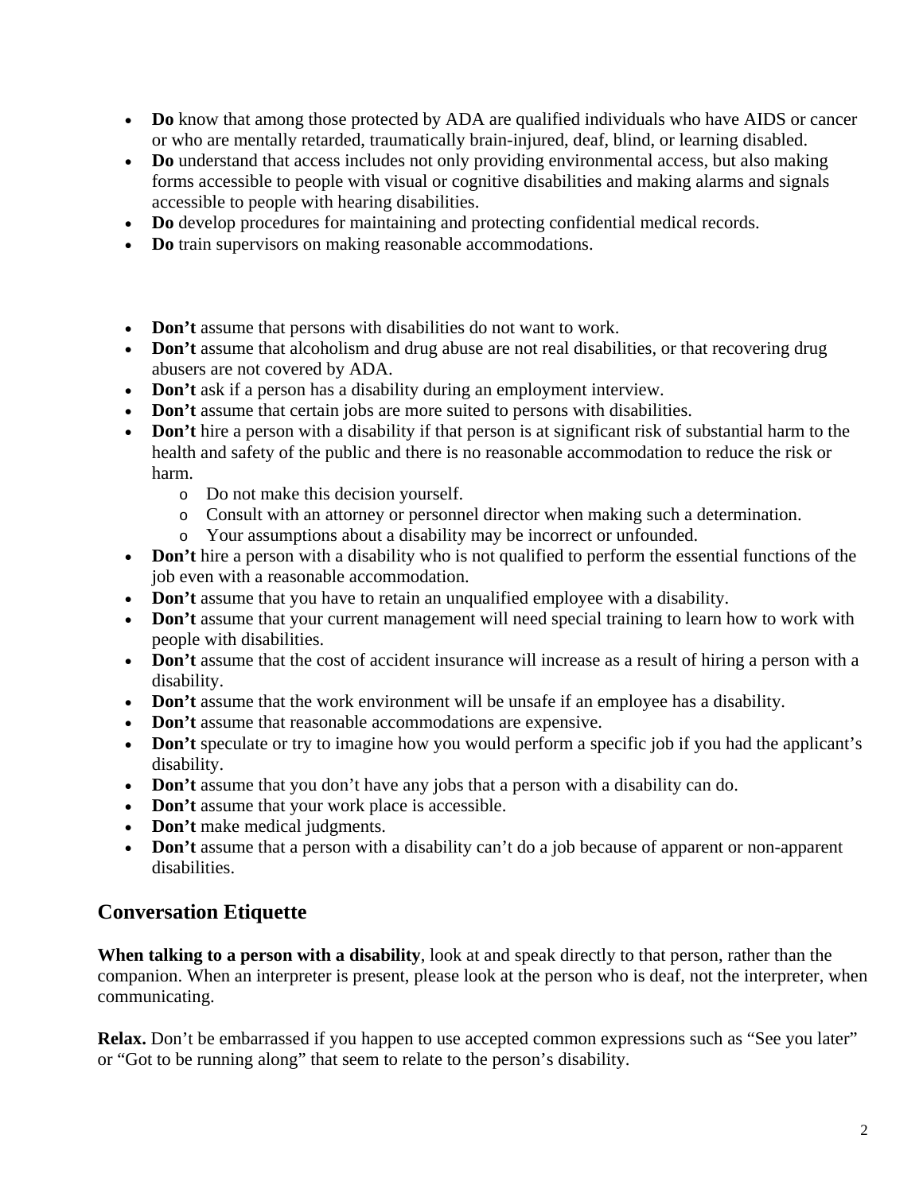- **Do** know that among those protected by ADA are qualified individuals who have AIDS or cancer or who are mentally retarded, traumatically brain-injured, deaf, blind, or learning disabled.
- **Do** understand that access includes not only providing environmental access, but also making forms accessible to people with visual or cognitive disabilities and making alarms and signals accessible to people with hearing disabilities.
- **Do** develop procedures for maintaining and protecting confidential medical records.
- **Do** train supervisors on making reasonable accommodations.

- **Don't** assume that persons with disabilities do not want to work.
- **Don't** assume that alcoholism and drug abuse are not real disabilities, or that recovering drug abusers are not covered by ADA.
- **Don't** ask if a person has a disability during an employment interview.
- **Don't** assume that certain jobs are more suited to persons with disabilities.
- **Don't** hire a person with a disability if that person is at significant risk of substantial harm to the health and safety of the public and there is no reasonable accommodation to reduce the risk or harm.
  - Do not make this decision yourself.
  - Consult with an attorney or personnel director when making such a determination.
  - Your assumptions about a disability may be incorrect or unfounded.
- **Don't** hire a person with a disability who is not qualified to perform the essential functions of the job even with a reasonable accommodation.
- **Don't** assume that you have to retain an unqualified employee with a disability.
- **Don't** assume that your current management will need special training to learn how to work with people with disabilities.
- **Don't** assume that the cost of accident insurance will increase as a result of hiring a person with a disability.
- **Don't** assume that the work environment will be unsafe if an employee has a disability.
- **Don't** assume that reasonable accommodations are expensive.
- **Don't** speculate or try to imagine how you would perform a specific job if you had the applicant's disability.
- **Don't** assume that you don't have any jobs that a person with a disability can do.
- **Don't** assume that your work place is accessible.
- **Don't** make medical judgments.
- **Don't** assume that a person with a disability can't do a job because of apparent or non-apparent disabilities.

## Conversation Etiquette

**When talking to a person with a disability**, look at and speak directly to that person, rather than the companion. When an interpreter is present, please look at the person who is deaf, not the interpreter, when communicating.

**Relax.** Don't be embarrassed if you happen to use accepted common expressions such as "See you later" or "Got to be running along" that seem to relate to the person's disability.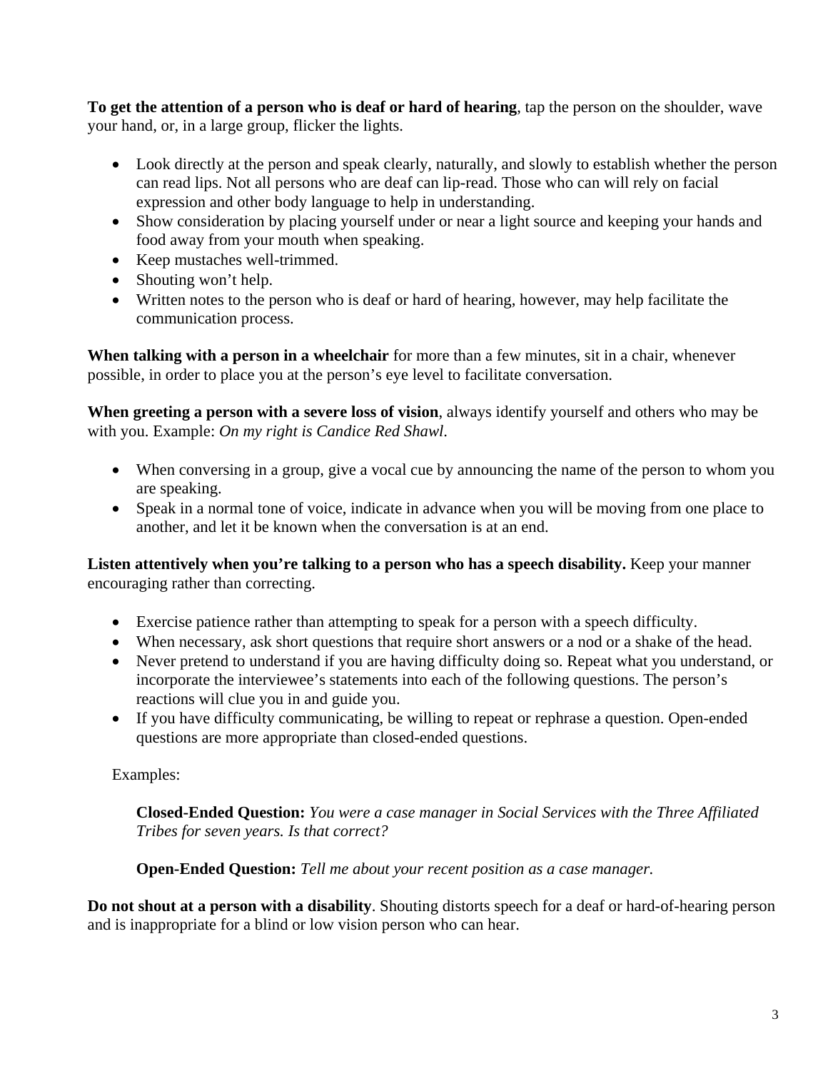**To get the attention of a person who is deaf or hard of hearing**, tap the person on the shoulder, wave your hand, or, in a large group, flicker the lights.

- Look directly at the person and speak clearly, naturally, and slowly to establish whether the person can read lips. Not all persons who are deaf can lip-read. Those who can will rely on facial expression and other body language to help in understanding.
- Show consideration by placing yourself under or near a light source and keeping your hands and food away from your mouth when speaking.
- Keep mustaches well-trimmed.
- Shouting won't help.
- Written notes to the person who is deaf or hard of hearing, however, may help facilitate the communication process.

**When talking with a person in a wheelchair** for more than a few minutes, sit in a chair, whenever possible, in order to place you at the person's eye level to facilitate conversation.

**When greeting a person with a severe loss of vision**, always identify yourself and others who may be with you. Example: *On my right is Candice Red Shawl*.

- When conversing in a group, give a vocal cue by announcing the name of the person to whom you are speaking.
- Speak in a normal tone of voice, indicate in advance when you will be moving from one place to another, and let it be known when the conversation is at an end.

**Listen attentively when you're talking to a person who has a speech disability.** Keep your manner encouraging rather than correcting.

- Exercise patience rather than attempting to speak for a person with a speech difficulty.
- When necessary, ask short questions that require short answers or a nod or a shake of the head.
- Never pretend to understand if you are having difficulty doing so. Repeat what you understand, or incorporate the interviewee's statements into each of the following questions. The person's reactions will clue you in and guide you.
- If you have difficulty communicating, be willing to repeat or rephrase a question. Open-ended questions are more appropriate than closed-ended questions.

Examples:

**Closed-Ended Question:** *You were a case manager in Social Services with the Three Affiliated Tribes for seven years. Is that correct?*

**Open-Ended Question:** *Tell me about your recent position as a case manager.*

**Do not shout at a person with a disability**. Shouting distorts speech for a deaf or hard-of-hearing person and is inappropriate for a blind or low vision person who can hear.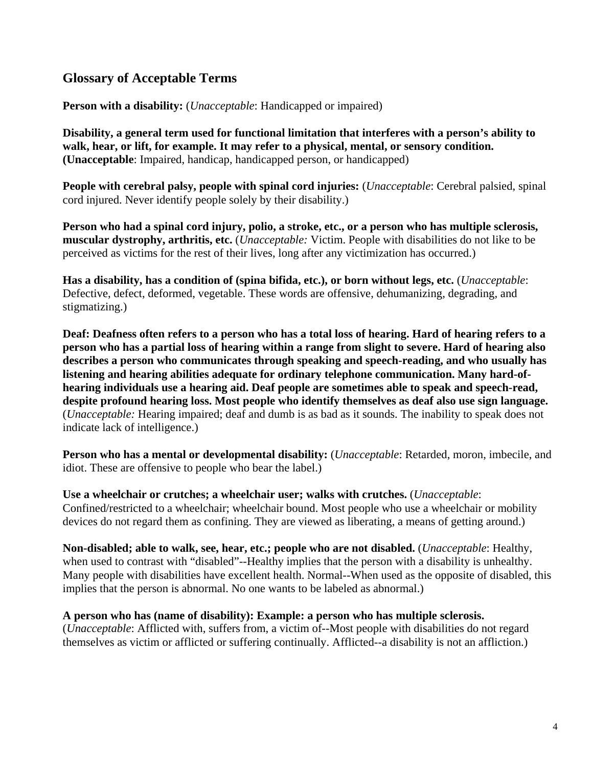## Glossary of Acceptable Terms

**Person with a disability:** (*Unacceptable*: Handicapped or impaired)

**Disability, a general term used for functional limitation that interferes with a person's ability to walk, hear, or lift, for example. It may refer to a physical, mental, or sensory condition. (Unacceptable**: Impaired, handicap, handicapped person, or handicapped)

**People with cerebral palsy, people with spinal cord injuries:** (*Unacceptable*: Cerebral palsied, spinal cord injured. Never identify people solely by their disability.)

**Person who had a spinal cord injury, polio, a stroke, etc., or a person who has multiple sclerosis, muscular dystrophy, arthritis, etc.** (*Unacceptable:* Victim. People with disabilities do not like to be perceived as victims for the rest of their lives, long after any victimization has occurred.)

**Has a disability, has a condition of (spina bifida, etc.), or born without legs, etc.** (*Unacceptable*: Defective, defect, deformed, vegetable. These words are offensive, dehumanizing, degrading, and stigmatizing.)

**Deaf: Deafness often refers to a person who has a total loss of hearing. Hard of hearing refers to a person who has a partial loss of hearing within a range from slight to severe. Hard of hearing also describes a person who communicates through speaking and speech-reading, and who usually has listening and hearing abilities adequate for ordinary telephone communication. Many hard-of-hearing individuals use a hearing aid. Deaf people are sometimes able to speak and speech-read, despite profound hearing loss. Most people who identify themselves as deaf also use sign language.** (*Unacceptable:* Hearing impaired; deaf and dumb is as bad as it sounds. The inability to speak does not indicate lack of intelligence.)

**Person who has a mental or developmental disability:** (*Unacceptable*: Retarded, moron, imbecile, and idiot. These are offensive to people who bear the label.)

**Use a wheelchair or crutches; a wheelchair user; walks with crutches.** (*Unacceptable*: Confined/restricted to a wheelchair; wheelchair bound. Most people who use a wheelchair or mobility devices do not regard them as confining. They are viewed as liberating, a means of getting around.)

**Non-disabled; able to walk, see, hear, etc.; people who are not disabled.** (*Unacceptable*: Healthy, when used to contrast with "disabled"--Healthy implies that the person with a disability is unhealthy. Many people with disabilities have excellent health. Normal--When used as the opposite of disabled, this implies that the person is abnormal. No one wants to be labeled as abnormal.)

**A person who has (name of disability): Example: a person who has multiple sclerosis.** (*Unacceptable*: Afflicted with, suffers from, a victim of--Most people with disabilities do not regard themselves as victim or afflicted or suffering continually. Afflicted--a disability is not an affliction.)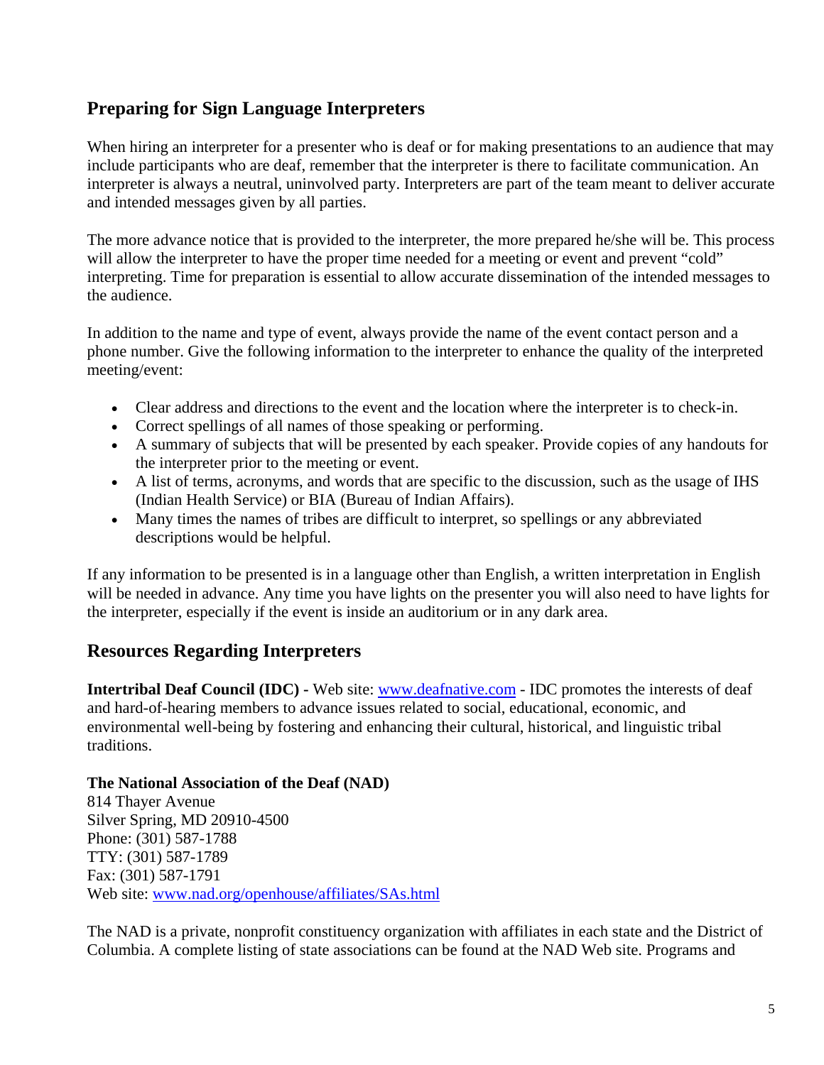## Preparing for Sign Language Interpreters

When hiring an interpreter for a presenter who is deaf or for making presentations to an audience that may include participants who are deaf, remember that the interpreter is there to facilitate communication. An interpreter is always a neutral, uninvolved party. Interpreters are part of the team meant to deliver accurate and intended messages given by all parties.

The more advance notice that is provided to the interpreter, the more prepared he/she will be. This process will allow the interpreter to have the proper time needed for a meeting or event and prevent "cold" interpreting. Time for preparation is essential to allow accurate dissemination of the intended messages to the audience.

In addition to the name and type of event, always provide the name of the event contact person and a phone number. Give the following information to the interpreter to enhance the quality of the interpreted meeting/event:

- Clear address and directions to the event and the location where the interpreter is to check-in.
- Correct spellings of all names of those speaking or performing.
- A summary of subjects that will be presented by each speaker. Provide copies of any handouts for the interpreter prior to the meeting or event.
- A list of terms, acronyms, and words that are specific to the discussion, such as the usage of IHS (Indian Health Service) or BIA (Bureau of Indian Affairs).
- Many times the names of tribes are difficult to interpret, so spellings or any abbreviated descriptions would be helpful.

If any information to be presented is in a language other than English, a written interpretation in English will be needed in advance. Any time you have lights on the presenter you will also need to have lights for the interpreter, especially if the event is inside an auditorium or in any dark area.

## Resources Regarding Interpreters

**Intertribal Deaf Council (IDC) -** Web site: [www.deafnative.com](http://www.deafnative.com) - IDC promotes the interests of deaf and hard-of-hearing members to advance issues related to social, educational, economic, and environmental well-being by fostering and enhancing their cultural, historical, and linguistic tribal traditions.

**The National Association of the Deaf (NAD)**
814 Thayer Avenue
Silver Spring, MD 20910-4500
Phone: (301) 587-1788
TTY: (301) 587-1789
Fax: (301) 587-1791
Web site: [www.nad.org/openhouse/affiliates/SAs.html](http://www.nad.org/openhouse/affiliates/SAs.html)

The NAD is a private, nonprofit constituency organization with affiliates in each state and the District of Columbia. A complete listing of state associations can be found at the NAD Web site. Programs and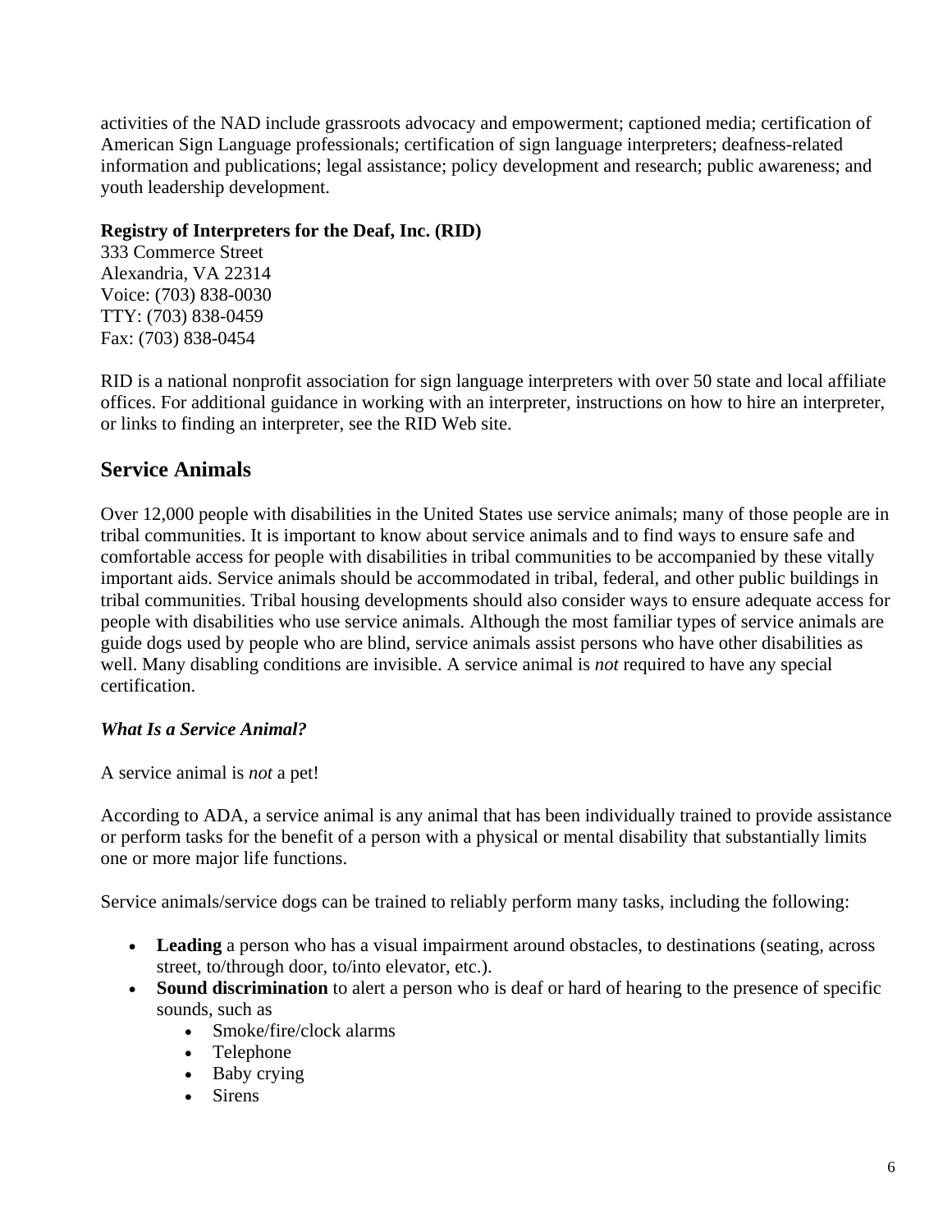activities of the NAD include grassroots advocacy and empowerment; captioned media; certification of American Sign Language professionals; certification of sign language interpreters; deafness-related information and publications; legal assistance; policy development and research; public awareness; and youth leadership development.

**Registry of Interpreters for the Deaf, Inc. (RID)**
333 Commerce Street
Alexandria, VA 22314
Voice: (703) 838-0030
TTY: (703) 838-0459
Fax: (703) 838-0454

RID is a national nonprofit association for sign language interpreters with over 50 state and local affiliate offices. For additional guidance in working with an interpreter, instructions on how to hire an interpreter, or links to finding an interpreter, see the RID Web site.

## Service Animals

Over 12,000 people with disabilities in the United States use service animals; many of those people are in tribal communities. It is important to know about service animals and to find ways to ensure safe and comfortable access for people with disabilities in tribal communities to be accompanied by these vitally important aids. Service animals should be accommodated in tribal, federal, and other public buildings in tribal communities. Tribal housing developments should also consider ways to ensure adequate access for people with disabilities who use service animals. Although the most familiar types of service animals are guide dogs used by people who are blind, service animals assist persons who have other disabilities as well. Many disabling conditions are invisible. A service animal is *not* required to have any special certification.

### *What Is a Service Animal?*

A service animal is *not* a pet!

According to ADA, a service animal is any animal that has been individually trained to provide assistance or perform tasks for the benefit of a person with a physical or mental disability that substantially limits one or more major life functions.

Service animals/service dogs can be trained to reliably perform many tasks, including the following:

- **Leading** a person who has a visual impairment around obstacles, to destinations (seating, across street, to/through door, to/into elevator, etc.).
- **Sound discrimination** to alert a person who is deaf or hard of hearing to the presence of specific sounds, such as
  - Smoke/fire/clock alarms
  - Telephone
  - Baby crying
  - Sirens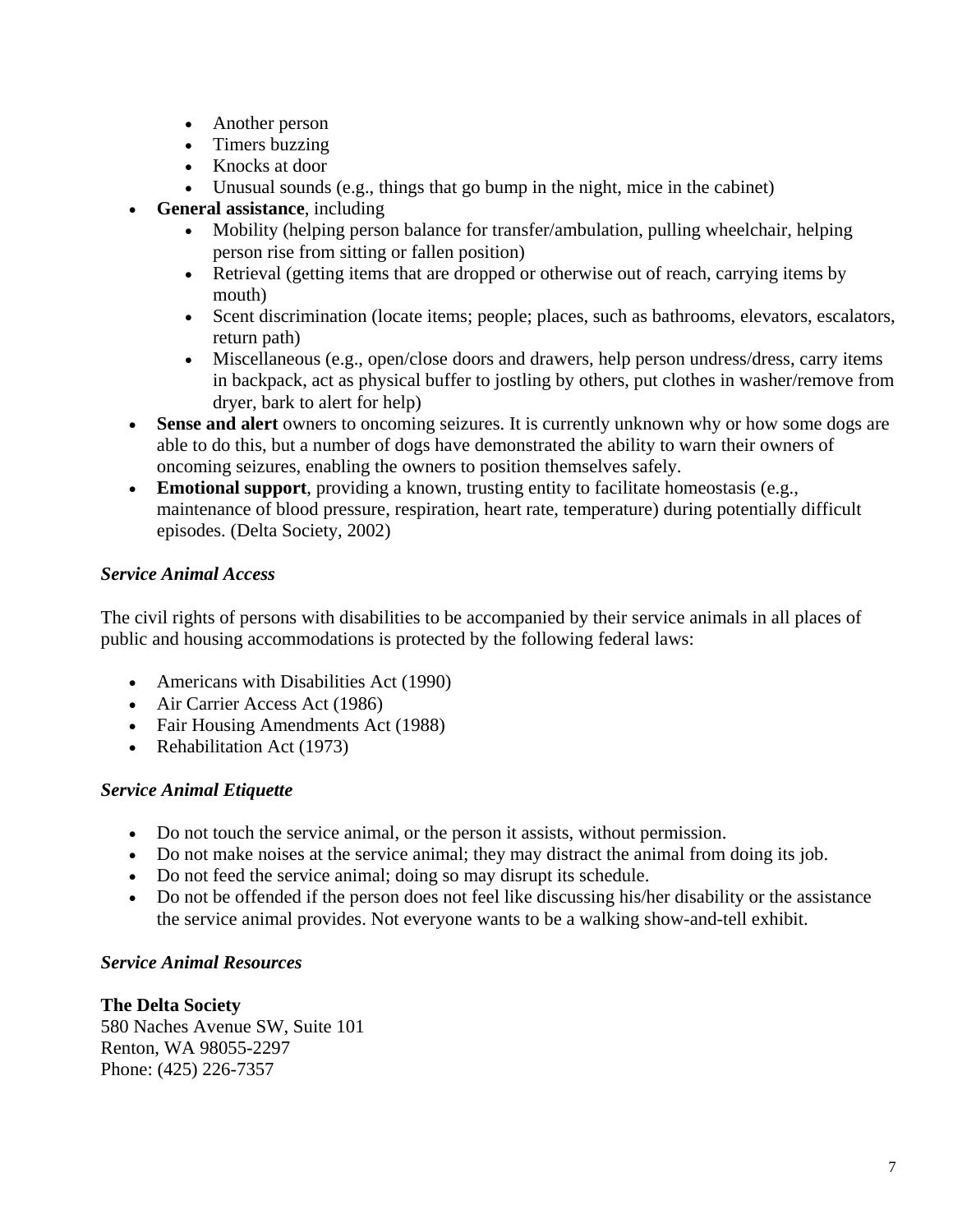- Another person
- Timers buzzing
- Knocks at door
- Unusual sounds (e.g., things that go bump in the night, mice in the cabinet)
- **General assistance**, including
  - Mobility (helping person balance for transfer/ambulation, pulling wheelchair, helping person rise from sitting or fallen position)
  - Retrieval (getting items that are dropped or otherwise out of reach, carrying items by mouth)
  - Scent discrimination (locate items; people; places, such as bathrooms, elevators, escalators, return path)
  - Miscellaneous (e.g., open/close doors and drawers, help person undress/dress, carry items in backpack, act as physical buffer to jostling by others, put clothes in washer/remove from dryer, bark to alert for help)
- **Sense and alert** owners to oncoming seizures. It is currently unknown why or how some dogs are able to do this, but a number of dogs have demonstrated the ability to warn their owners of oncoming seizures, enabling the owners to position themselves safely.
- **Emotional support**, providing a known, trusting entity to facilitate homeostasis (e.g., maintenance of blood pressure, respiration, heart rate, temperature) during potentially difficult episodes. (Delta Society, 2002)

### *Service Animal Access*

The civil rights of persons with disabilities to be accompanied by their service animals in all places of public and housing accommodations is protected by the following federal laws:

- Americans with Disabilities Act (1990)
- Air Carrier Access Act (1986)
- Fair Housing Amendments Act (1988)
- Rehabilitation Act (1973)

### *Service Animal Etiquette*

- Do not touch the service animal, or the person it assists, without permission.
- Do not make noises at the service animal; they may distract the animal from doing its job.
- Do not feed the service animal; doing so may disrupt its schedule.
- Do not be offended if the person does not feel like discussing his/her disability or the assistance the service animal provides. Not everyone wants to be a walking show-and-tell exhibit.

### *Service Animal Resources*

**The Delta Society**
580 Naches Avenue SW, Suite 101
Renton, WA 98055-2297
Phone: (425) 226-7357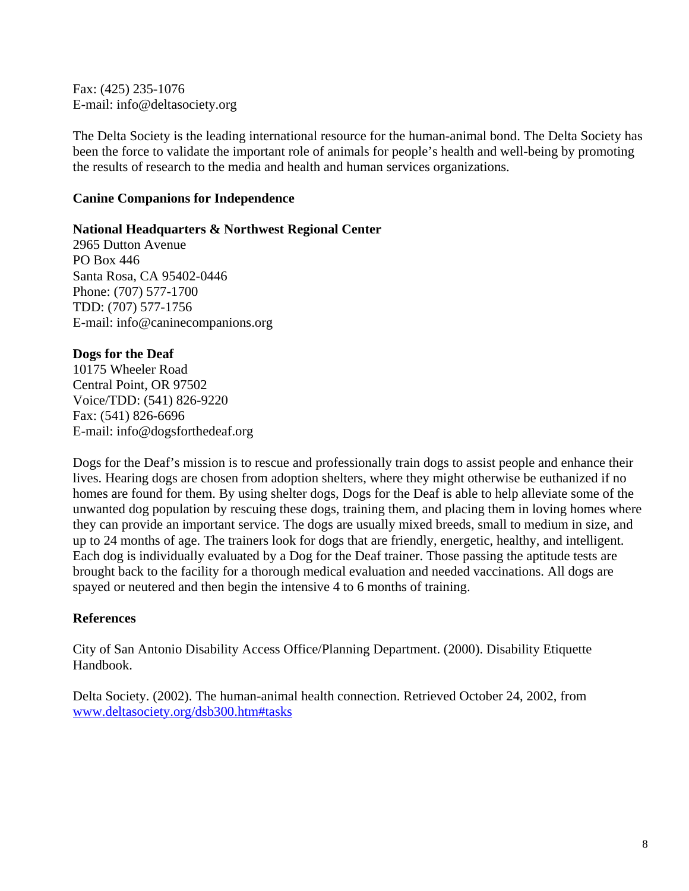Fax: (425) 235-1076
E-mail: info@deltasociety.org

The Delta Society is the leading international resource for the human-animal bond. The Delta Society has been the force to validate the important role of animals for people's health and well-being by promoting the results of research to the media and health and human services organizations.

**Canine Companions for Independence**

**National Headquarters & Northwest Regional Center**
2965 Dutton Avenue
PO Box 446
Santa Rosa, CA 95402-0446
Phone: (707) 577-1700
TDD: (707) 577-1756
E-mail: info@caninecompanions.org

**Dogs for the Deaf**
10175 Wheeler Road
Central Point, OR 97502
Voice/TDD: (541) 826-9220
Fax: (541) 826-6696
E-mail: info@dogsforthedeaf.org

Dogs for the Deaf's mission is to rescue and professionally train dogs to assist people and enhance their lives. Hearing dogs are chosen from adoption shelters, where they might otherwise be euthanized if no homes are found for them. By using shelter dogs, Dogs for the Deaf is able to help alleviate some of the unwanted dog population by rescuing these dogs, training them, and placing them in loving homes where they can provide an important service. The dogs are usually mixed breeds, small to medium in size, and up to 24 months of age. The trainers look for dogs that are friendly, energetic, healthy, and intelligent. Each dog is individually evaluated by a Dog for the Deaf trainer. Those passing the aptitude tests are brought back to the facility for a thorough medical evaluation and needed vaccinations. All dogs are spayed or neutered and then begin the intensive 4 to 6 months of training.

**References**

City of San Antonio Disability Access Office/Planning Department. (2000). Disability Etiquette Handbook.

Delta Society. (2002). The human-animal health connection. Retrieved October 24, 2002, from www.deltasociety.org/dsb300.htm#tasks